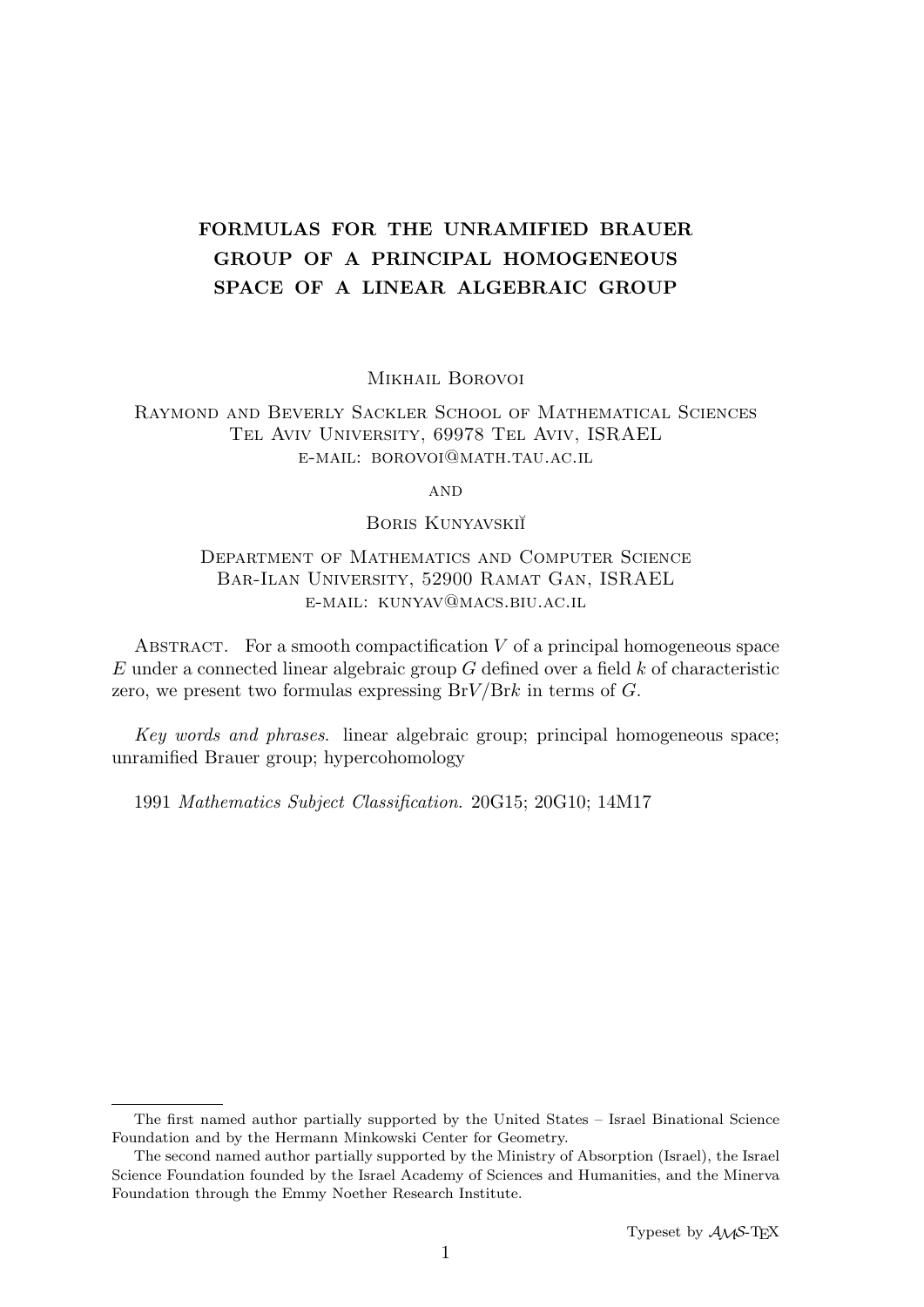# FORMULAS FOR THE UNRAMIFIED BRAUER GROUP OF A PRINCIPAL HOMOGENEOUS SPACE OF A LINEAR ALGEBRAIC GROUP

Mikhail Borovoi

Raymond and Beverly Sackler School of Mathematical Sciences
Tel Aviv University, 69978 Tel Aviv, ISRAEL
e-mail: borovoi@math.tau.ac.il

and

Boris Kunyavskiĭ

Department of Mathematics and Computer Science
Bar-Ilan University, 52900 Ramat Gan, ISRAEL
e-mail: kunyav@macs.biu.ac.il

Abstract. For a smooth compactification $V$ of a principal homogeneous space $E$ under a connected linear algebraic group $G$ defined over a field $k$ of characteristic zero, we present two formulas expressing $\mathrm{Br}V/\mathrm{Br}k$ in terms of $G$.

*Key words and phrases.* linear algebraic group; principal homogeneous space; unramified Brauer group; hypercohomology

1991 *Mathematics Subject Classification.* 20G15; 20G10; 14M17

---

The first named author partially supported by the United States – Israel Binational Science Foundation and by the Hermann Minkowski Center for Geometry.

The second named author partially supported by the Ministry of Absorption (Israel), the Israel Science Foundation founded by the Israel Academy of Sciences and Humanities, and the Minerva Foundation through the Emmy Noether Research Institute.

Typeset by $\mathcal{AMS}$-TEX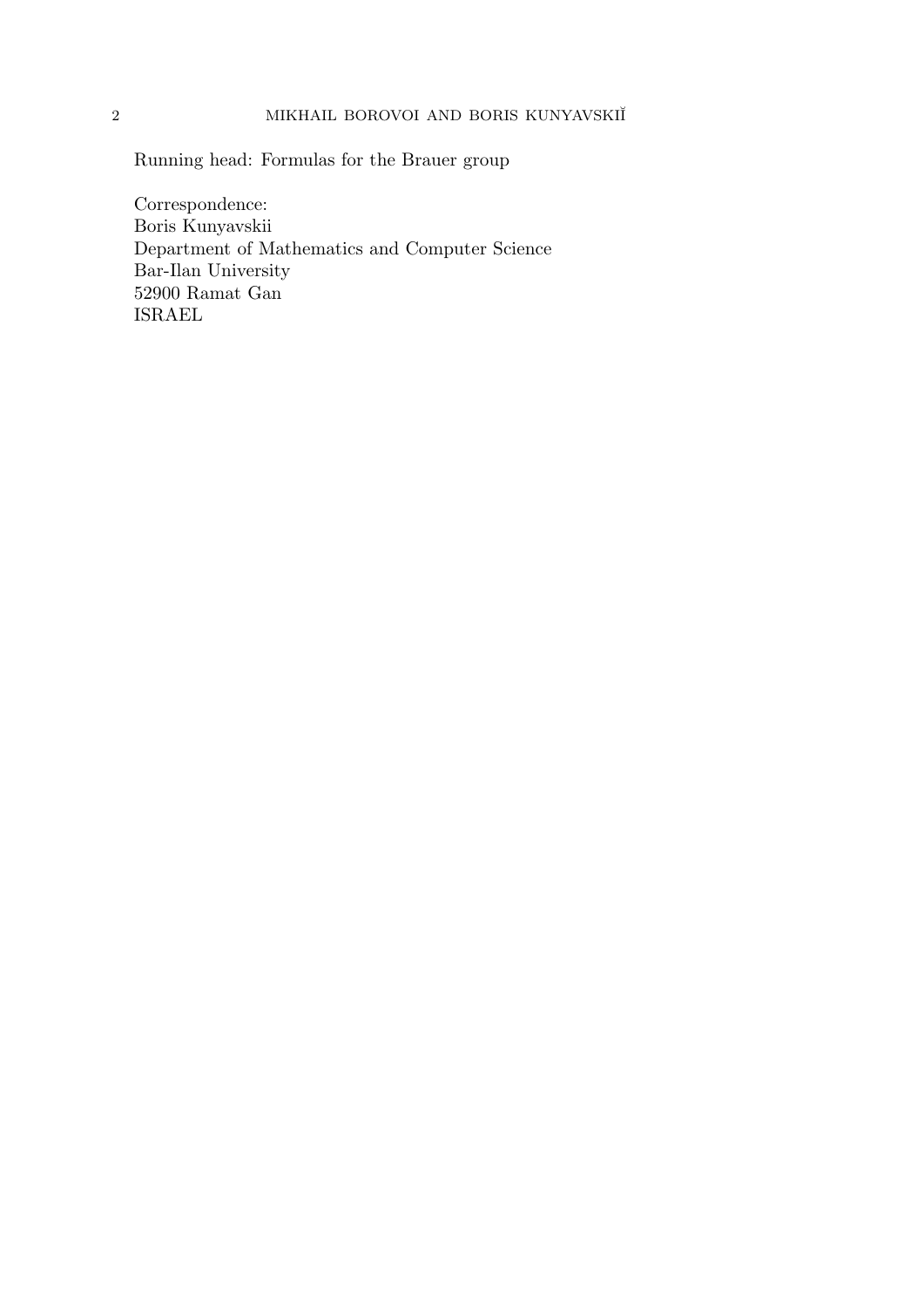Running head: Formulas for the Brauer group

Correspondence:
Boris Kunyavskii
Department of Mathematics and Computer Science
Bar-Ilan University
52900 Ramat Gan
ISRAEL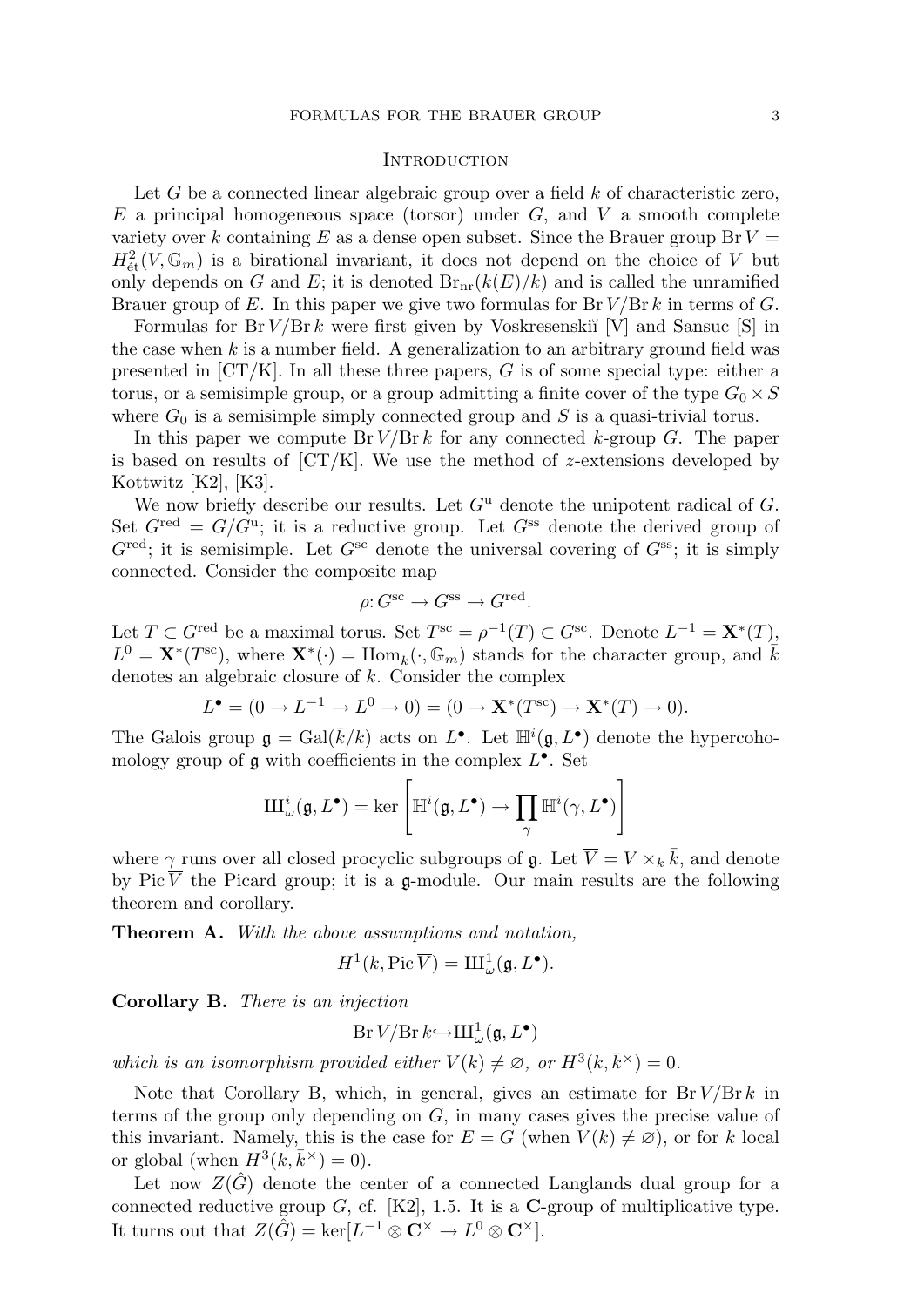## Introduction

Let $G$ be a connected linear algebraic group over a field $k$ of characteristic zero, $E$ a principal homogeneous space (torsor) under $G$, and $V$ a smooth complete variety over $k$ containing $E$ as a dense open subset. Since the Brauer group $\operatorname{Br} V = H^2_{\text{ét}}(V, \mathbb{G}_m)$ is a birational invariant, it does not depend on the choice of $V$ but only depends on $G$ and $E$; it is denoted $\operatorname{Br}_{\text{nr}}(k(E)/k)$ and is called the unramified Brauer group of $E$. In this paper we give two formulas for $\operatorname{Br} V/\operatorname{Br} k$ in terms of $G$.

Formulas for $\operatorname{Br} V/\operatorname{Br} k$ were first given by Voskresenskiĭ [V] and Sansuc [S] in the case when $k$ is a number field. A generalization to an arbitrary ground field was presented in [CT/K]. In all these three papers, $G$ is of some special type: either a torus, or a semisimple group, or a group admitting a finite cover of the type $G_0 \times S$ where $G_0$ is a semisimple simply connected group and $S$ is a quasi-trivial torus.

In this paper we compute $\operatorname{Br} V/\operatorname{Br} k$ for any connected $k$-group $G$. The paper is based on results of [CT/K]. We use the method of $z$-extensions developed by Kottwitz [K2], [K3].

We now briefly describe our results. Let $G^{\text{u}}$ denote the unipotent radical of $G$. Set $G^{\text{red}} = G/G^{\text{u}}$; it is a reductive group. Let $G^{\text{ss}}$ denote the derived group of $G^{\text{red}}$; it is semisimple. Let $G^{\text{sc}}$ denote the universal covering of $G^{\text{ss}}$; it is simply connected. Consider the composite map

$$\rho\colon G^{\text{sc}} \to G^{\text{ss}} \to G^{\text{red}}.$$

Let $T \subset G^{\text{red}}$ be a maximal torus. Set $T^{\text{sc}} = \rho^{-1}(T) \subset G^{\text{sc}}$. Denote $L^{-1} = \mathbf{X}^*(T)$, $L^0 = \mathbf{X}^*(T^{\text{sc}})$, where $\mathbf{X}^*(\cdot) = \operatorname{Hom}_{\bar{k}}(\cdot, \mathbb{G}_m)$ stands for the character group, and $\bar{k}$ denotes an algebraic closure of $k$. Consider the complex

$$L^\bullet = (0 \to L^{-1} \to L^0 \to 0) = (0 \to \mathbf{X}^*(T^{\text{sc}}) \to \mathbf{X}^*(T) \to 0).$$

The Galois group $\mathfrak{g} = \operatorname{Gal}(\bar{k}/k)$ acts on $L^\bullet$. Let $\mathbb{H}^i(\mathfrak{g}, L^\bullet)$ denote the hypercohomology group of $\mathfrak{g}$ with coefficients in the complex $L^\bullet$. Set

$$Ш^i_\omega(\mathfrak{g}, L^\bullet) = \ker\left[\mathbb{H}^i(\mathfrak{g}, L^\bullet) \to \prod_\gamma \mathbb{H}^i(\gamma, L^\bullet)\right]$$

where $\gamma$ runs over all closed procyclic subgroups of $\mathfrak{g}$. Let $\overline{V} = V \times_k \bar{k}$, and denote by $\operatorname{Pic} \overline{V}$ the Picard group; it is a $\mathfrak{g}$-module. Our main results are the following theorem and corollary.

**Theorem A.** *With the above assumptions and notation,*

$$H^1(k, \operatorname{Pic} \overline{V}) = Ш^1_\omega(\mathfrak{g}, L^\bullet).$$

**Corollary B.** *There is an injection*

$$\operatorname{Br} V/\operatorname{Br} k \hookrightarrow Ш^1_\omega(\mathfrak{g}, L^\bullet)$$

*which is an isomorphism provided either $V(k) \neq \varnothing$, or $H^3(k, \bar{k}^\times) = 0$.*

Note that Corollary B, which, in general, gives an estimate for $\operatorname{Br} V/\operatorname{Br} k$ in terms of the group only depending on $G$, in many cases gives the precise value of this invariant. Namely, this is the case for $E = G$ (when $V(k) \neq \varnothing$), or for $k$ local or global (when $H^3(k, \bar{k}^\times) = 0$).

Let now $Z(\hat{G})$ denote the center of a connected Langlands dual group for a connected reductive group $G$, cf. [K2], 1.5. It is a $\mathbf{C}$-group of multiplicative type. It turns out that $Z(\hat{G}) = \ker[L^{-1} \otimes \mathbf{C}^\times \to L^0 \otimes \mathbf{C}^\times]$.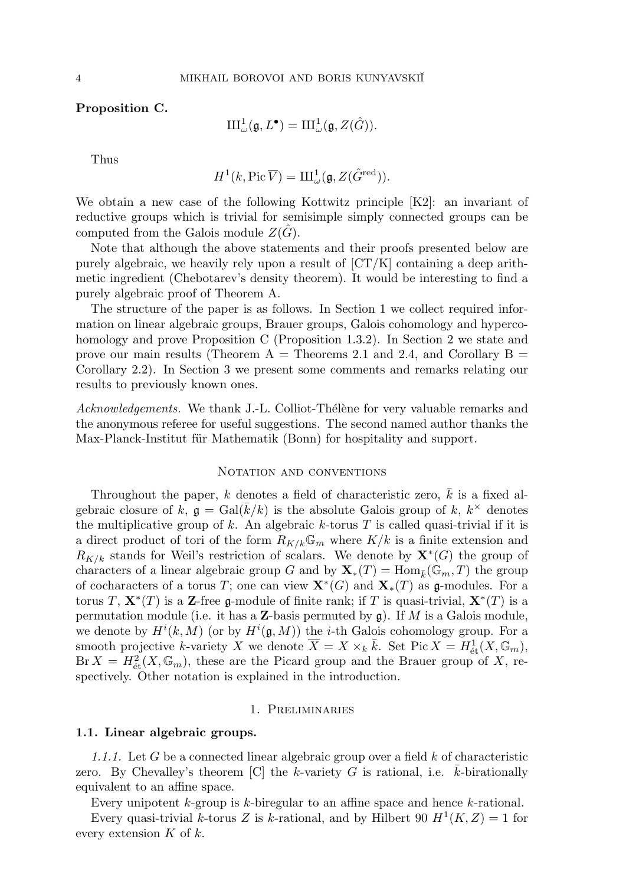**Proposition C.**

$$Ш^1_\omega(\mathfrak{g}, L^\bullet) = Ш^1_\omega(\mathfrak{g}, Z(\hat{G})).$$

Thus

$$H^1(k, \operatorname{Pic} \overline{V}) = Ш^1_\omega(\mathfrak{g}, Z(\hat{G}^{\mathrm{red}})).$$

We obtain a new case of the following Kottwitz principle [K2]: an invariant of reductive groups which is trivial for semisimple simply connected groups can be computed from the Galois module $Z(\hat{G})$.

Note that although the above statements and their proofs presented below are purely algebraic, we heavily rely upon a result of [CT/K] containing a deep arithmetic ingredient (Chebotarev's density theorem). It would be interesting to find a purely algebraic proof of Theorem A.

The structure of the paper is as follows. In Section 1 we collect required information on linear algebraic groups, Brauer groups, Galois cohomology and hypercohomology and prove Proposition C (Proposition 1.3.2). In Section 2 we state and prove our main results (Theorem A = Theorems 2.1 and 2.4, and Corollary B = Corollary 2.2). In Section 3 we present some comments and remarks relating our results to previously known ones.

*Acknowledgements.* We thank J.-L. Colliot-Thélène for very valuable remarks and the anonymous referee for useful suggestions. The second named author thanks the Max-Planck-Institut für Mathematik (Bonn) for hospitality and support.

## Notation and conventions

Throughout the paper, $k$ denotes a field of characteristic zero, $\bar{k}$ is a fixed algebraic closure of $k$, $\mathfrak{g} = \operatorname{Gal}(\bar{k}/k)$ is the absolute Galois group of $k$, $k^\times$ denotes the multiplicative group of $k$. An algebraic $k$-torus $T$ is called quasi-trivial if it is a direct product of tori of the form $R_{K/k}\mathbb{G}_m$ where $K/k$ is a finite extension and $R_{K/k}$ stands for Weil's restriction of scalars. We denote by $\mathbf{X}^*(G)$ the group of characters of a linear algebraic group $G$ and by $\mathbf{X}_*(T) = \operatorname{Hom}_{\bar{k}}(\mathbb{G}_m, T)$ the group of cocharacters of a torus $T$; one can view $\mathbf{X}^*(G)$ and $\mathbf{X}_*(T)$ as $\mathfrak{g}$-modules. For a torus $T$, $\mathbf{X}^*(T)$ is a $\mathbf{Z}$-free $\mathfrak{g}$-module of finite rank; if $T$ is quasi-trivial, $\mathbf{X}^*(T)$ is a permutation module (i.e. it has a $\mathbf{Z}$-basis permuted by $\mathfrak{g}$). If $M$ is a Galois module, we denote by $H^i(k, M)$ (or by $H^i(\mathfrak{g}, M)$) the $i$-th Galois cohomology group. For a smooth projective $k$-variety $X$ we denote $\overline{X} = X \times_k \bar{k}$. Set $\operatorname{Pic} X = H^1_{\text{ét}}(X, \mathbb{G}_m)$, $\operatorname{Br} X = H^2_{\text{ét}}(X, \mathbb{G}_m)$, these are the Picard group and the Brauer group of $X$, respectively. Other notation is explained in the introduction.

## 1. Preliminaries

### 1.1. Linear algebraic groups.

*1.1.1.* Let $G$ be a connected linear algebraic group over a field $k$ of characteristic zero. By Chevalley's theorem [C] the $k$-variety $G$ is rational, i.e. $\bar{k}$-birationally equivalent to an affine space.

Every unipotent $k$-group is $k$-biregular to an affine space and hence $k$-rational.

Every quasi-trivial $k$-torus $Z$ is $k$-rational, and by Hilbert 90 $H^1(K, Z) = 1$ for every extension $K$ of $k$.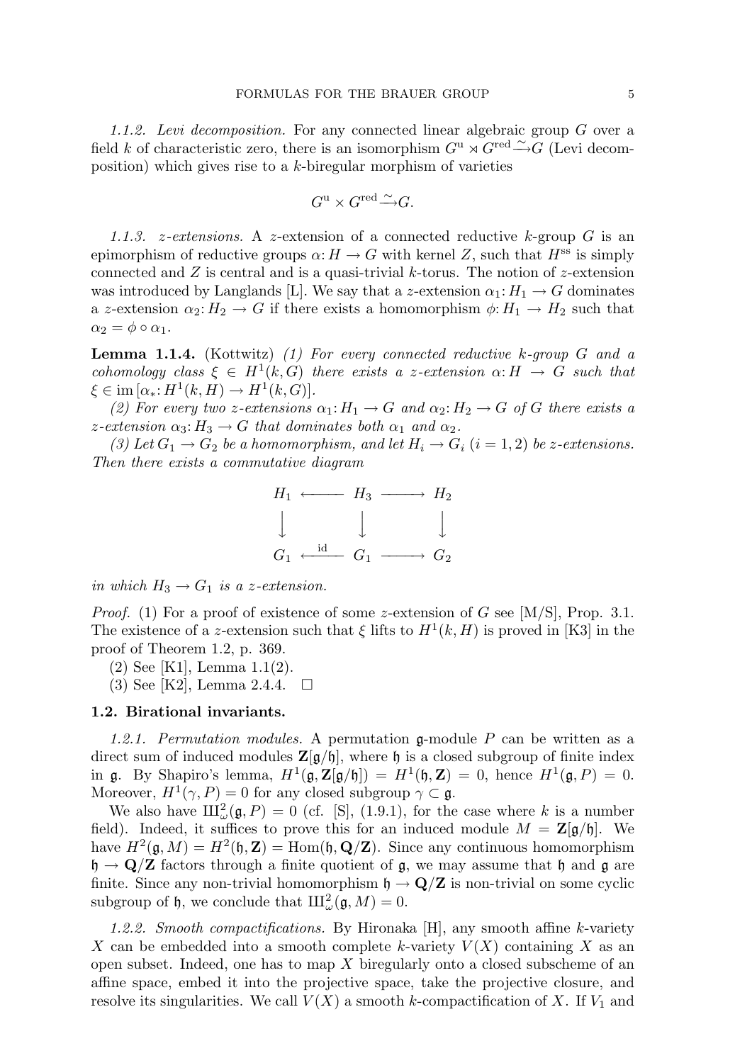*1.1.2. Levi decomposition.* For any connected linear algebraic group $G$ over a field $k$ of characteristic zero, there is an isomorphism $G^{\mathrm{u}} \rtimes G^{\mathrm{red}} \xrightarrow{\sim} G$ (Levi decomposition) which gives rise to a $k$-biregular morphism of varieties

$$G^{\mathrm{u}} \times G^{\mathrm{red}} \xrightarrow{\sim} G.$$

*1.1.3. z-extensions.* A $z$-extension of a connected reductive $k$-group $G$ is an epimorphism of reductive groups $\alpha\colon H \to G$ with kernel $Z$, such that $H^{\mathrm{ss}}$ is simply connected and $Z$ is central and is a quasi-trivial $k$-torus. The notion of $z$-extension was introduced by Langlands [L]. We say that a $z$-extension $\alpha_1\colon H_1 \to G$ dominates a $z$-extension $\alpha_2\colon H_2 \to G$ if there exists a homomorphism $\phi\colon H_1 \to H_2$ such that $\alpha_2 = \phi \circ \alpha_1$.

**Lemma 1.1.4.** (Kottwitz) *(1) For every connected reductive $k$-group $G$ and a cohomology class $\xi \in H^1(k, G)$ there exists a $z$-extension $\alpha\colon H \to G$ such that $\xi \in \operatorname{im}[\alpha_*\colon H^1(k,H) \to H^1(k,G)]$.*

*(2) For every two $z$-extensions $\alpha_1\colon H_1 \to G$ and $\alpha_2\colon H_2 \to G$ of $G$ there exists a $z$-extension $\alpha_3\colon H_3 \to G$ that dominates both $\alpha_1$ and $\alpha_2$.*

*(3) Let $G_1 \to G_2$ be a homomorphism, and let $H_i \to G_i$ $(i = 1,2)$ be $z$-extensions. Then there exists a commutative diagram*

$$\begin{array}{ccccc} H_1 & \longleftarrow & H_3 & \longrightarrow & H_2 \\ \downarrow & & \downarrow & & \downarrow \\ G_1 & \xleftarrow{\ \mathrm{id}\ } & G_1 & \longrightarrow & G_2 \end{array}$$

*in which $H_3 \to G_1$ is a $z$-extension.*

*Proof.* (1) For a proof of existence of some $z$-extension of $G$ see [M/S], Prop. 3.1. The existence of a $z$-extension such that $\xi$ lifts to $H^1(k,H)$ is proved in [K3] in the proof of Theorem 1.2, p. 369.

(2) See [K1], Lemma 1.1(2).

(3) See [K2], Lemma 2.4.4. $\square$

**1.2. Birational invariants.**

*1.2.1. Permutation modules.* A permutation $\mathfrak{g}$-module $P$ can be written as a direct sum of induced modules $\mathbf{Z}[\mathfrak{g}/\mathfrak{h}]$, where $\mathfrak{h}$ is a closed subgroup of finite index in $\mathfrak{g}$. By Shapiro's lemma, $H^1(\mathfrak{g}, \mathbf{Z}[\mathfrak{g}/\mathfrak{h}]) = H^1(\mathfrak{h}, \mathbf{Z}) = 0$, hence $H^1(\mathfrak{g}, P) = 0$. Moreover, $H^1(\gamma, P) = 0$ for any closed subgroup $\gamma \subset \mathfrak{g}$.

We also have $Ш^2_\omega(\mathfrak{g}, P) = 0$ (cf. [S], (1.9.1), for the case where $k$ is a number field). Indeed, it suffices to prove this for an induced module $M = \mathbf{Z}[\mathfrak{g}/\mathfrak{h}]$. We have $H^2(\mathfrak{g}, M) = H^2(\mathfrak{h}, \mathbf{Z}) = \operatorname{Hom}(\mathfrak{h}, \mathbf{Q}/\mathbf{Z})$. Since any continuous homomorphism $\mathfrak{h} \to \mathbf{Q}/\mathbf{Z}$ factors through a finite quotient of $\mathfrak{g}$, we may assume that $\mathfrak{h}$ and $\mathfrak{g}$ are finite. Since any non-trivial homomorphism $\mathfrak{h} \to \mathbf{Q}/\mathbf{Z}$ is non-trivial on some cyclic subgroup of $\mathfrak{h}$, we conclude that $Ш^2_\omega(\mathfrak{g}, M) = 0$.

*1.2.2. Smooth compactifications.* By Hironaka [H], any smooth affine $k$-variety $X$ can be embedded into a smooth complete $k$-variety $V(X)$ containing $X$ as an open subset. Indeed, one has to map $X$ biregularly onto a closed subscheme of an affine space, embed it into the projective space, take the projective closure, and resolve its singularities. We call $V(X)$ a smooth $k$-compactification of $X$. If $V_1$ and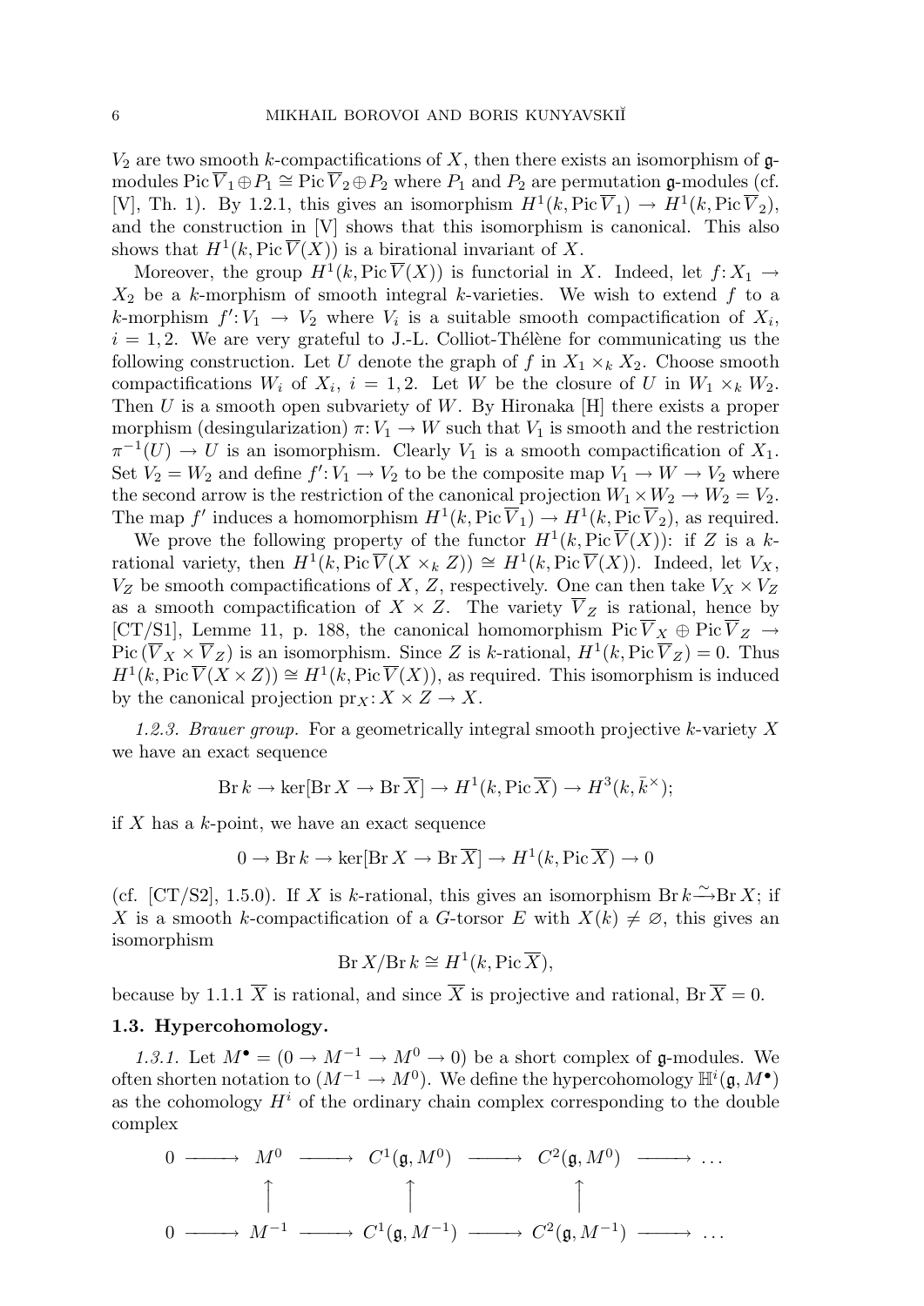$V_2$ are two smooth $k$-compactifications of $X$, then there exists an isomorphism of $\mathfrak{g}$-modules $\operatorname{Pic} \overline{V}_1 \oplus P_1 \cong \operatorname{Pic} \overline{V}_2 \oplus P_2$ where $P_1$ and $P_2$ are permutation $\mathfrak{g}$-modules (cf. [V], Th. 1). By 1.2.1, this gives an isomorphism $H^1(k, \operatorname{Pic} \overline{V}_1) \to H^1(k, \operatorname{Pic} \overline{V}_2)$, and the construction in [V] shows that this isomorphism is canonical. This also shows that $H^1(k, \operatorname{Pic} \overline{V}(X))$ is a birational invariant of $X$.

Moreover, the group $H^1(k, \operatorname{Pic} \overline{V}(X))$ is functorial in $X$. Indeed, let $f\colon X_1 \to X_2$ be a $k$-morphism of smooth integral $k$-varieties. We wish to extend $f$ to a $k$-morphism $f'\colon V_1 \to V_2$ where $V_i$ is a suitable smooth compactification of $X_i$, $i = 1, 2$. We are very grateful to J.-L. Colliot-Thélène for communicating us the following construction. Let $U$ denote the graph of $f$ in $X_1 \times_k X_2$. Choose smooth compactifications $W_i$ of $X_i$, $i = 1, 2$. Let $W$ be the closure of $U$ in $W_1 \times_k W_2$. Then $U$ is a smooth open subvariety of $W$. By Hironaka [H] there exists a proper morphism (desingularization) $\pi\colon V_1 \to W$ such that $V_1$ is smooth and the restriction $\pi^{-1}(U) \to U$ is an isomorphism. Clearly $V_1$ is a smooth compactification of $X_1$. Set $V_2 = W_2$ and define $f'\colon V_1 \to V_2$ to be the composite map $V_1 \to W \to V_2$ where the second arrow is the restriction of the canonical projection $W_1 \times W_2 \to W_2 = V_2$. The map $f'$ induces a homomorphism $H^1(k, \operatorname{Pic} \overline{V}_1) \to H^1(k, \operatorname{Pic} \overline{V}_2)$, as required.

We prove the following property of the functor $H^1(k, \operatorname{Pic} \overline{V}(X))$: if $Z$ is a $k$-rational variety, then $H^1(k, \operatorname{Pic} \overline{V}(X \times_k Z)) \cong H^1(k, \operatorname{Pic} \overline{V}(X))$. Indeed, let $V_X$, $V_Z$ be smooth compactifications of $X$, $Z$, respectively. One can then take $V_X \times V_Z$ as a smooth compactification of $X \times Z$. The variety $\overline{V}_Z$ is rational, hence by [CT/S1], Lemme 11, p. 188, the canonical homomorphism $\operatorname{Pic} \overline{V}_X \oplus \operatorname{Pic} \overline{V}_Z \to \operatorname{Pic}(\overline{V}_X \times \overline{V}_Z)$ is an isomorphism. Since $Z$ is $k$-rational, $H^1(k, \operatorname{Pic} \overline{V}_Z) = 0$. Thus $H^1(k, \operatorname{Pic} \overline{V}(X \times Z)) \cong H^1(k, \operatorname{Pic} \overline{V}(X))$, as required. This isomorphism is induced by the canonical projection $\operatorname{pr}_X\colon X \times Z \to X$.

*1.2.3. Brauer group.* For a geometrically integral smooth projective $k$-variety $X$ we have an exact sequence

$$\operatorname{Br} k \to \ker[\operatorname{Br} X \to \operatorname{Br} \overline{X}] \to H^1(k, \operatorname{Pic} \overline{X}) \to H^3(k, \bar{k}^\times);$$

if $X$ has a $k$-point, we have an exact sequence

$$0 \to \operatorname{Br} k \to \ker[\operatorname{Br} X \to \operatorname{Br} \overline{X}] \to H^1(k, \operatorname{Pic} \overline{X}) \to 0$$

(cf. [CT/S2], 1.5.0). If $X$ is $k$-rational, this gives an isomorphism $\operatorname{Br} k \xrightarrow{\sim} \operatorname{Br} X$; if $X$ is a smooth $k$-compactification of a $G$-torsor $E$ with $X(k) \neq \varnothing$, this gives an isomorphism

$$\operatorname{Br} X / \operatorname{Br} k \cong H^1(k, \operatorname{Pic} \overline{X}),$$

because by 1.1.1 $\overline{X}$ is rational, and since $\overline{X}$ is projective and rational, $\operatorname{Br} \overline{X} = 0$.

### 1.3. Hypercohomology.

*1.3.1.* Let $M^\bullet = (0 \to M^{-1} \to M^0 \to 0)$ be a short complex of $\mathfrak{g}$-modules. We often shorten notation to $(M^{-1} \to M^0)$. We define the hypercohomology $\mathbb{H}^i(\mathfrak{g}, M^\bullet)$ as the cohomology $H^i$ of the ordinary chain complex corresponding to the double complex

$$\begin{array}{ccccccccc}
0 & \longrightarrow & M^0 & \longrightarrow & C^1(\mathfrak{g}, M^0) & \longrightarrow & C^2(\mathfrak{g}, M^0) & \longrightarrow & \dots \\
 & & \uparrow & & \uparrow & & \uparrow & & \\
0 & \longrightarrow & M^{-1} & \longrightarrow & C^1(\mathfrak{g}, M^{-1}) & \longrightarrow & C^2(\mathfrak{g}, M^{-1}) & \longrightarrow & \dots
\end{array}$$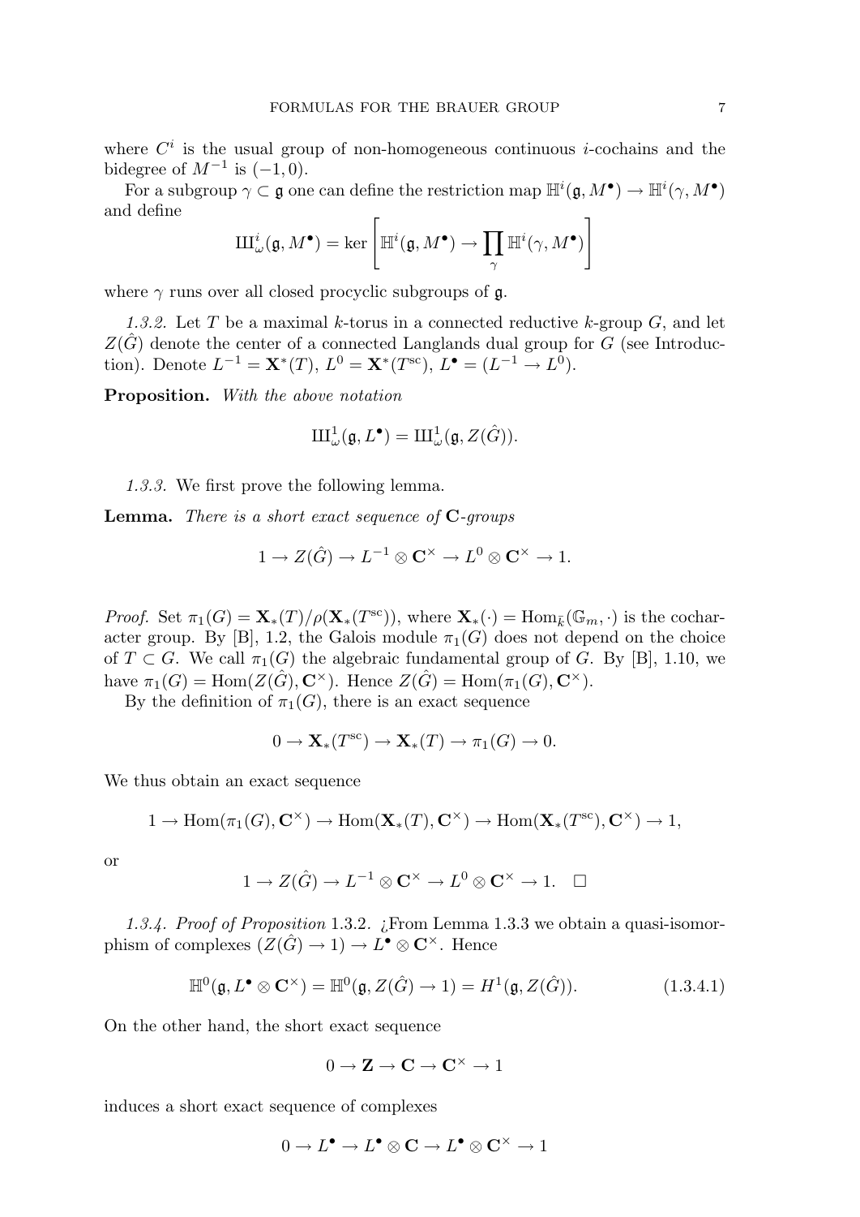where $C^i$ is the usual group of non-homogeneous continuous $i$-cochains and the bidegree of $M^{-1}$ is $(-1, 0)$.

For a subgroup $\gamma \subset \mathfrak{g}$ one can define the restriction map $\mathbb{H}^i(\mathfrak{g}, M^\bullet) \to \mathbb{H}^i(\gamma, M^\bullet)$ and define

$$Ш^i_\omega(\mathfrak{g}, M^\bullet) = \ker \left[ \mathbb{H}^i(\mathfrak{g}, M^\bullet) \to \prod_\gamma \mathbb{H}^i(\gamma, M^\bullet) \right]$$

where $\gamma$ runs over all closed procyclic subgroups of $\mathfrak{g}$.

*1.3.2.* Let $T$ be a maximal $k$-torus in a connected reductive $k$-group $G$, and let $Z(\hat{G})$ denote the center of a connected Langlands dual group for $G$ (see Introduction). Denote $L^{-1} = \mathbf{X}^*(T)$, $L^0 = \mathbf{X}^*(T^{\text{sc}})$, $L^\bullet = (L^{-1} \to L^0)$.

**Proposition.** *With the above notation*

$$Ш^1_\omega(\mathfrak{g}, L^\bullet) = Ш^1_\omega(\mathfrak{g}, Z(\hat{G})).$$

*1.3.3.* We first prove the following lemma.

**Lemma.** *There is a short exact sequence of* $\mathbf{C}$*-groups*

$$1 \to Z(\hat{G}) \to L^{-1} \otimes \mathbf{C}^\times \to L^0 \otimes \mathbf{C}^\times \to 1.$$

*Proof.* Set $\pi_1(G) = \mathbf{X}_*(T)/\rho(\mathbf{X}_*(T^{\text{sc}}))$, where $\mathbf{X}_*(\cdot) = \operatorname{Hom}_{\bar{k}}(\mathbb{G}_m, \cdot)$ is the cocharacter group. By [B], 1.2, the Galois module $\pi_1(G)$ does not depend on the choice of $T \subset G$. We call $\pi_1(G)$ the algebraic fundamental group of $G$. By [B], 1.10, we have $\pi_1(G) = \operatorname{Hom}(Z(\hat{G}), \mathbf{C}^\times)$. Hence $Z(\hat{G}) = \operatorname{Hom}(\pi_1(G), \mathbf{C}^\times)$.

By the definition of $\pi_1(G)$, there is an exact sequence

$$0 \to \mathbf{X}_*(T^{\text{sc}}) \to \mathbf{X}_*(T) \to \pi_1(G) \to 0.$$

We thus obtain an exact sequence

$$1 \to \operatorname{Hom}(\pi_1(G), \mathbf{C}^\times) \to \operatorname{Hom}(\mathbf{X}_*(T), \mathbf{C}^\times) \to \operatorname{Hom}(\mathbf{X}_*(T^{\text{sc}}), \mathbf{C}^\times) \to 1,$$

or

$$1 \to Z(\hat{G}) \to L^{-1} \otimes \mathbf{C}^\times \to L^0 \otimes \mathbf{C}^\times \to 1. \quad \square$$

*1.3.4. Proof of Proposition* 1.3.2. ¿From Lemma 1.3.3 we obtain a quasi-isomorphism of complexes $(Z(\hat{G}) \to 1) \to L^\bullet \otimes \mathbf{C}^\times$. Hence

$$\mathbb{H}^0(\mathfrak{g}, L^\bullet \otimes \mathbf{C}^\times) = \mathbb{H}^0(\mathfrak{g}, Z(\hat{G}) \to 1) = H^1(\mathfrak{g}, Z(\hat{G})). \tag{1.3.4.1}$$

On the other hand, the short exact sequence

$$0 \to \mathbf{Z} \to \mathbf{C} \to \mathbf{C}^\times \to 1$$

induces a short exact sequence of complexes

$$0 \to L^\bullet \to L^\bullet \otimes \mathbf{C} \to L^\bullet \otimes \mathbf{C}^\times \to 1$$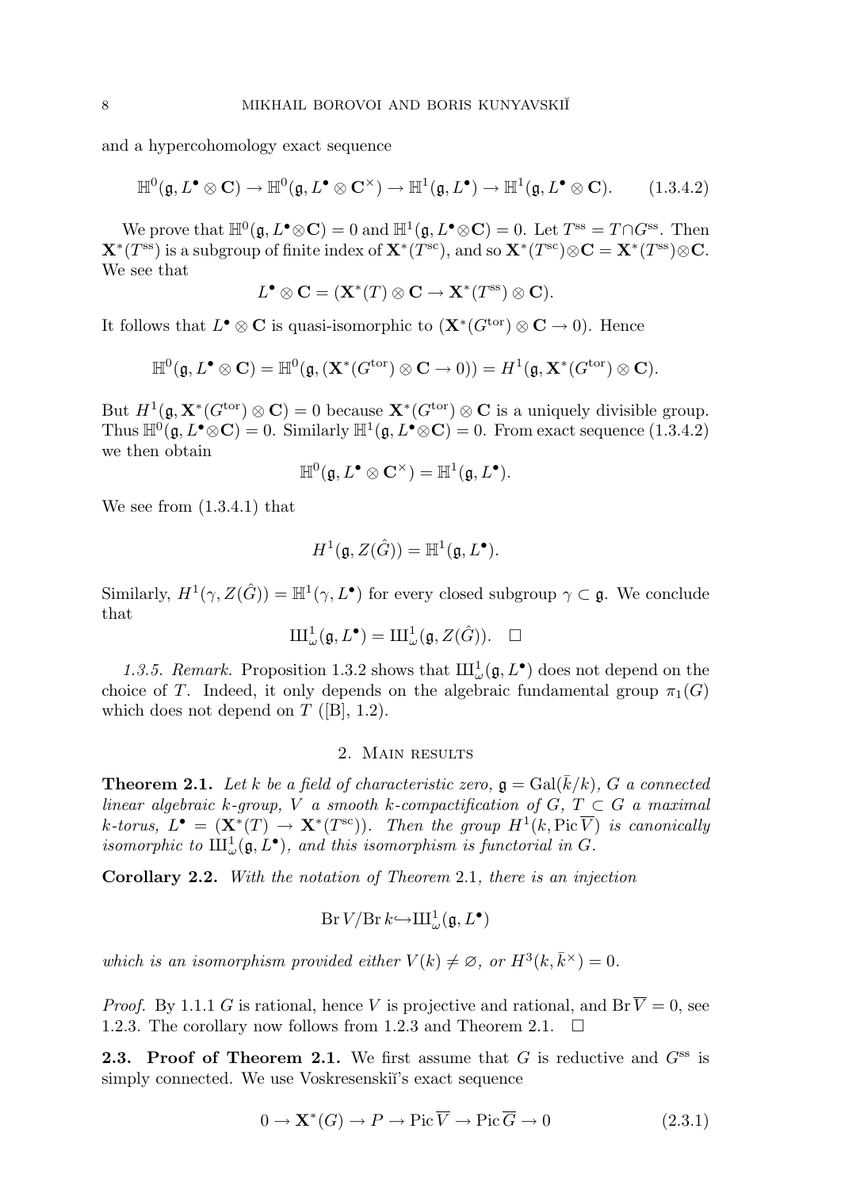and a hypercohomology exact sequence

$$\mathbb{H}^0(\mathfrak{g}, L^\bullet \otimes \mathbf{C}) \to \mathbb{H}^0(\mathfrak{g}, L^\bullet \otimes \mathbf{C}^\times) \to \mathbb{H}^1(\mathfrak{g}, L^\bullet) \to \mathbb{H}^1(\mathfrak{g}, L^\bullet \otimes \mathbf{C}). \qquad (1.3.4.2)$$

We prove that $\mathbb{H}^0(\mathfrak{g}, L^\bullet \otimes \mathbf{C}) = 0$ and $\mathbb{H}^1(\mathfrak{g}, L^\bullet \otimes \mathbf{C}) = 0$. Let $T^{\mathrm{ss}} = T \cap G^{\mathrm{ss}}$. Then $\mathbf{X}^*(T^{\mathrm{ss}})$ is a subgroup of finite index of $\mathbf{X}^*(T^{\mathrm{sc}})$, and so $\mathbf{X}^*(T^{\mathrm{sc}}) \otimes \mathbf{C} = \mathbf{X}^*(T^{\mathrm{ss}}) \otimes \mathbf{C}$. We see that

$$L^\bullet \otimes \mathbf{C} = (\mathbf{X}^*(T) \otimes \mathbf{C} \to \mathbf{X}^*(T^{\mathrm{ss}}) \otimes \mathbf{C}).$$

It follows that $L^\bullet \otimes \mathbf{C}$ is quasi-isomorphic to $(\mathbf{X}^*(G^{\mathrm{tor}}) \otimes \mathbf{C} \to 0)$. Hence

$$\mathbb{H}^0(\mathfrak{g}, L^\bullet \otimes \mathbf{C}) = \mathbb{H}^0(\mathfrak{g}, (\mathbf{X}^*(G^{\mathrm{tor}}) \otimes \mathbf{C} \to 0)) = H^1(\mathfrak{g}, \mathbf{X}^*(G^{\mathrm{tor}}) \otimes \mathbf{C}).$$

But $H^1(\mathfrak{g}, \mathbf{X}^*(G^{\mathrm{tor}}) \otimes \mathbf{C}) = 0$ because $\mathbf{X}^*(G^{\mathrm{tor}}) \otimes \mathbf{C}$ is a uniquely divisible group. Thus $\mathbb{H}^0(\mathfrak{g}, L^\bullet \otimes \mathbf{C}) = 0$. Similarly $\mathbb{H}^1(\mathfrak{g}, L^\bullet \otimes \mathbf{C}) = 0$. From exact sequence (1.3.4.2) we then obtain

$$\mathbb{H}^0(\mathfrak{g}, L^\bullet \otimes \mathbf{C}^\times) = \mathbb{H}^1(\mathfrak{g}, L^\bullet).$$

We see from (1.3.4.1) that

$$H^1(\mathfrak{g}, Z(\hat{G})) = \mathbb{H}^1(\mathfrak{g}, L^\bullet).$$

Similarly, $H^1(\gamma, Z(\hat{G})) = \mathbb{H}^1(\gamma, L^\bullet)$ for every closed subgroup $\gamma \subset \mathfrak{g}$. We conclude that

$$Ш^1_\omega(\mathfrak{g}, L^\bullet) = Ш^1_\omega(\mathfrak{g}, Z(\hat{G})). \quad \square$$

*1.3.5. Remark.* Proposition 1.3.2 shows that $Ш^1_\omega(\mathfrak{g}, L^\bullet)$ does not depend on the choice of $T$. Indeed, it only depends on the algebraic fundamental group $\pi_1(G)$ which does not depend on $T$ ([B], 1.2).

## 2. Main results

**Theorem 2.1.** *Let $k$ be a field of characteristic zero, $\mathfrak{g} = \mathrm{Gal}(\bar{k}/k)$, $G$ a connected linear algebraic $k$-group, $V$ a smooth $k$-compactification of $G$, $T \subset G$ a maximal $k$-torus, $L^\bullet = (\mathbf{X}^*(T) \to \mathbf{X}^*(T^{\mathrm{sc}}))$. Then the group $H^1(k, \mathrm{Pic}\,\overline{V})$ is canonically isomorphic to $Ш^1_\omega(\mathfrak{g}, L^\bullet)$, and this isomorphism is functorial in $G$.*

**Corollary 2.2.** *With the notation of Theorem 2.1, there is an injection*

$$\mathrm{Br}\, V/\mathrm{Br}\, k \hookrightarrow Ш^1_\omega(\mathfrak{g}, L^\bullet)$$

*which is an isomorphism provided either $V(k) \neq \varnothing$, or $H^3(k, \bar{k}^\times) = 0$.*

*Proof.* By 1.1.1 $G$ is rational, hence $V$ is projective and rational, and $\mathrm{Br}\,\overline{V} = 0$, see 1.2.3. The corollary now follows from 1.2.3 and Theorem 2.1. $\square$

**2.3. Proof of Theorem 2.1.** We first assume that $G$ is reductive and $G^{\mathrm{ss}}$ is simply connected. We use Voskresenskiĭ's exact sequence

$$0 \to \mathbf{X}^*(G) \to P \to \mathrm{Pic}\,\overline{V} \to \mathrm{Pic}\,\overline{G} \to 0 \qquad (2.3.1)$$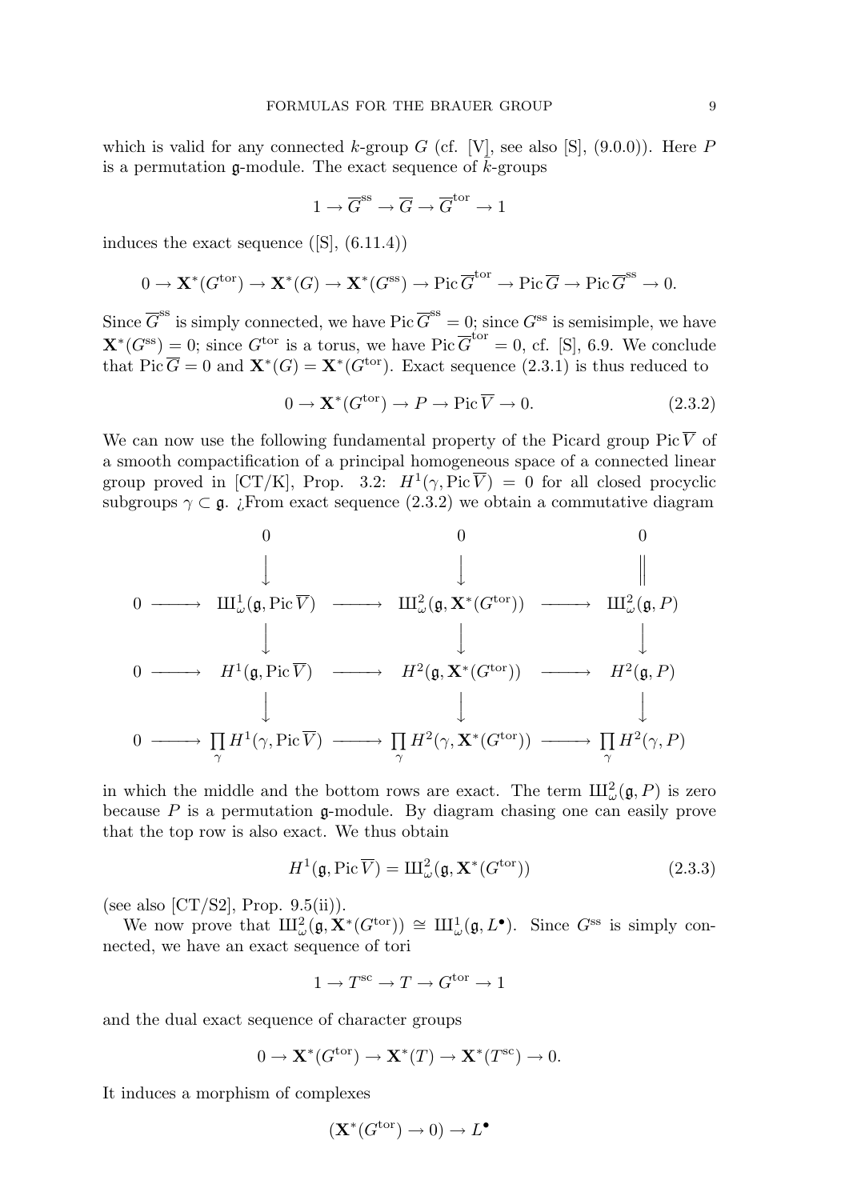which is valid for any connected $k$-group $G$ (cf. [V], see also [S], (9.0.0)). Here $P$ is a permutation $\mathfrak{g}$-module. The exact sequence of $k$-groups

$$1 \to \overline{G}^{\mathrm{ss}} \to \overline{G} \to \overline{G}^{\mathrm{tor}} \to 1$$

induces the exact sequence ([S], (6.11.4))

$$0 \to \mathbf{X}^*(G^{\mathrm{tor}}) \to \mathbf{X}^*(G) \to \mathbf{X}^*(G^{\mathrm{ss}}) \to \operatorname{Pic} \overline{G}^{\mathrm{tor}} \to \operatorname{Pic} \overline{G} \to \operatorname{Pic} \overline{G}^{\mathrm{ss}} \to 0.$$

Since $\overline{G}^{\mathrm{ss}}$ is simply connected, we have $\operatorname{Pic} \overline{G}^{\mathrm{ss}} = 0$; since $G^{\mathrm{ss}}$ is semisimple, we have $\mathbf{X}^*(G^{\mathrm{ss}}) = 0$; since $G^{\mathrm{tor}}$ is a torus, we have $\operatorname{Pic} \overline{G}^{\mathrm{tor}} = 0$, cf. [S], 6.9. We conclude that $\operatorname{Pic} \overline{G} = 0$ and $\mathbf{X}^*(G) = \mathbf{X}^*(G^{\mathrm{tor}})$. Exact sequence (2.3.1) is thus reduced to

$$0 \to \mathbf{X}^*(G^{\mathrm{tor}}) \to P \to \operatorname{Pic} \overline{V} \to 0. \tag{2.3.2}$$

We can now use the following fundamental property of the Picard group $\operatorname{Pic} \overline{V}$ of a smooth compactification of a principal homogeneous space of a connected linear group proved in [CT/K], Prop. 3.2: $H^1(\gamma, \operatorname{Pic} \overline{V}) = 0$ for all closed procyclic subgroups $\gamma \subset \mathfrak{g}$. ¿From exact sequence (2.3.2) we obtain a commutative diagram

$$\begin{array}{ccccccc}
 & & 0 & & 0 & & 0 \\
 & & \downarrow & & \downarrow & & \| \\
0 & \longrightarrow & Ш^1_\omega(\mathfrak{g}, \operatorname{Pic} \overline{V}) & \longrightarrow & Ш^2_\omega(\mathfrak{g}, \mathbf{X}^*(G^{\mathrm{tor}})) & \longrightarrow & Ш^2_\omega(\mathfrak{g}, P) \\
 & & \downarrow & & \downarrow & & \downarrow \\
0 & \longrightarrow & H^1(\mathfrak{g}, \operatorname{Pic} \overline{V}) & \longrightarrow & H^2(\mathfrak{g}, \mathbf{X}^*(G^{\mathrm{tor}})) & \longrightarrow & H^2(\mathfrak{g}, P) \\
 & & \downarrow & & \downarrow & & \downarrow \\
0 & \longrightarrow & \prod_\gamma H^1(\gamma, \operatorname{Pic} \overline{V}) & \longrightarrow & \prod_\gamma H^2(\gamma, \mathbf{X}^*(G^{\mathrm{tor}})) & \longrightarrow & \prod_\gamma H^2(\gamma, P)
\end{array}$$

in which the middle and the bottom rows are exact. The term $Ш^2_\omega(\mathfrak{g}, P)$ is zero because $P$ is a permutation $\mathfrak{g}$-module. By diagram chasing one can easily prove that the top row is also exact. We thus obtain

$$H^1(\mathfrak{g}, \operatorname{Pic} \overline{V}) = Ш^2_\omega(\mathfrak{g}, \mathbf{X}^*(G^{\mathrm{tor}})) \tag{2.3.3}$$

(see also [CT/S2], Prop. 9.5(ii)).

We now prove that $Ш^2_\omega(\mathfrak{g}, \mathbf{X}^*(G^{\mathrm{tor}})) \cong Ш^1_\omega(\mathfrak{g}, L^\bullet)$. Since $G^{\mathrm{ss}}$ is simply connected, we have an exact sequence of tori

$$1 \to T^{\mathrm{sc}} \to T \to G^{\mathrm{tor}} \to 1$$

and the dual exact sequence of character groups

$$0 \to \mathbf{X}^*(G^{\mathrm{tor}}) \to \mathbf{X}^*(T) \to \mathbf{X}^*(T^{\mathrm{sc}}) \to 0.$$

It induces a morphism of complexes

$$(\mathbf{X}^*(G^{\mathrm{tor}}) \to 0) \to L^\bullet$$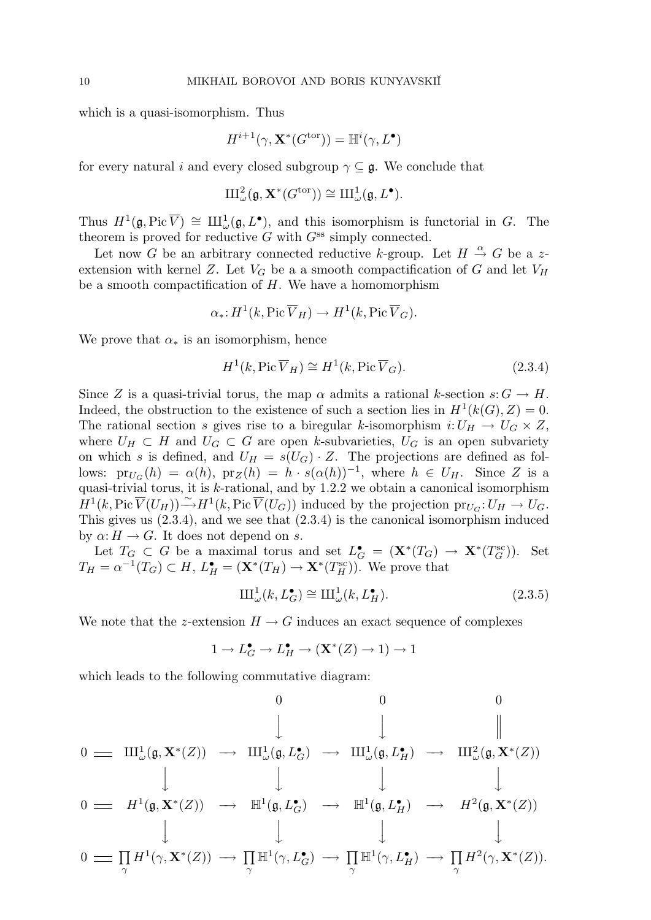which is a quasi-isomorphism. Thus

$$H^{i+1}(\gamma, \mathbf{X}^*(G^{\mathrm{tor}})) = \mathbb{H}^i(\gamma, L^\bullet)$$

for every natural $i$ and every closed subgroup $\gamma \subseteq \mathfrak{g}$. We conclude that

$$Ш^2_\omega(\mathfrak{g}, \mathbf{X}^*(G^{\mathrm{tor}})) \cong Ш^1_\omega(\mathfrak{g}, L^\bullet).$$

Thus $H^1(\mathfrak{g}, \operatorname{Pic} \overline{V}) \cong Ш^1_\omega(\mathfrak{g}, L^\bullet)$, and this isomorphism is functorial in $G$. The theorem is proved for reductive $G$ with $G^{\mathrm{ss}}$ simply connected.

Let now $G$ be an arbitrary connected reductive $k$-group. Let $H \xrightarrow{\alpha} G$ be a $z$-extension with kernel $Z$. Let $V_G$ be a a smooth compactification of $G$ and let $V_H$ be a smooth compactification of $H$. We have a homomorphism

$$\alpha_*\colon H^1(k, \operatorname{Pic} \overline{V}_H) \to H^1(k, \operatorname{Pic} \overline{V}_G).$$

We prove that $\alpha_*$ is an isomorphism, hence

$$H^1(k, \operatorname{Pic} \overline{V}_H) \cong H^1(k, \operatorname{Pic} \overline{V}_G). \tag{2.3.4}$$

Since $Z$ is a quasi-trivial torus, the map $\alpha$ admits a rational $k$-section $s\colon G \to H$. Indeed, the obstruction to the existence of such a section lies in $H^1(k(G), Z) = 0$. The rational section $s$ gives rise to a biregular $k$-isomorphism $i\colon U_H \to U_G \times Z$, where $U_H \subset H$ and $U_G \subset G$ are open $k$-subvarieties, $U_G$ is an open subvariety on which $s$ is defined, and $U_H = s(U_G) \cdot Z$. The projections are defined as follows: $\mathrm{pr}_{U_G}(h) = \alpha(h)$, $\mathrm{pr}_Z(h) = h \cdot s(\alpha(h))^{-1}$, where $h \in U_H$. Since $Z$ is a quasi-trivial torus, it is $k$-rational, and by 1.2.2 we obtain a canonical isomorphism $H^1(k, \operatorname{Pic} \overline{V}(U_H)) \xrightarrow{\sim} H^1(k, \operatorname{Pic} \overline{V}(U_G))$ induced by the projection $\mathrm{pr}_{U_G}\colon U_H \to U_G$. This gives us (2.3.4), and we see that (2.3.4) is the canonical isomorphism induced by $\alpha\colon H \to G$. It does not depend on $s$.

Let $T_G \subset G$ be a maximal torus and set $L^\bullet_G = (\mathbf{X}^*(T_G) \to \mathbf{X}^*(T^{\mathrm{sc}}_G))$. Set $T_H = \alpha^{-1}(T_G) \subset H$, $L^\bullet_H = (\mathbf{X}^*(T_H) \to \mathbf{X}^*(T^{\mathrm{sc}}_H))$. We prove that

$$Ш^1_\omega(k, L^\bullet_G) \cong Ш^1_\omega(k, L^\bullet_H). \tag{2.3.5}$$

We note that the $z$-extension $H \to G$ induces an exact sequence of complexes

$$1 \to L^\bullet_G \to L^\bullet_H \to (\mathbf{X}^*(Z) \to 1) \to 1$$

which leads to the following commutative diagram:

$$\begin{array}{ccccccccc}
 & & & & 0 & & 0 & & 0 \\
 & & & & \downarrow & & \downarrow & & \| \\
0 & = & Ш^1_\omega(\mathfrak{g}, \mathbf{X}^*(Z)) & \longrightarrow & Ш^1_\omega(\mathfrak{g}, L^\bullet_G) & \longrightarrow & Ш^1_\omega(\mathfrak{g}, L^\bullet_H) & \longrightarrow & Ш^2_\omega(\mathfrak{g}, \mathbf{X}^*(Z)) \\
 & & \downarrow & & \downarrow & & \downarrow & & \downarrow \\
0 & = & H^1(\mathfrak{g}, \mathbf{X}^*(Z)) & \longrightarrow & \mathbb{H}^1(\mathfrak{g}, L^\bullet_G) & \longrightarrow & \mathbb{H}^1(\mathfrak{g}, L^\bullet_H) & \longrightarrow & H^2(\mathfrak{g}, \mathbf{X}^*(Z)) \\
 & & \downarrow & & \downarrow & & \downarrow & & \downarrow \\
0 & = & \prod_\gamma H^1(\gamma, \mathbf{X}^*(Z)) & \longrightarrow & \prod_\gamma \mathbb{H}^1(\gamma, L^\bullet_G) & \longrightarrow & \prod_\gamma \mathbb{H}^1(\gamma, L^\bullet_H) & \longrightarrow & \prod_\gamma H^2(\gamma, \mathbf{X}^*(Z)).
\end{array}$$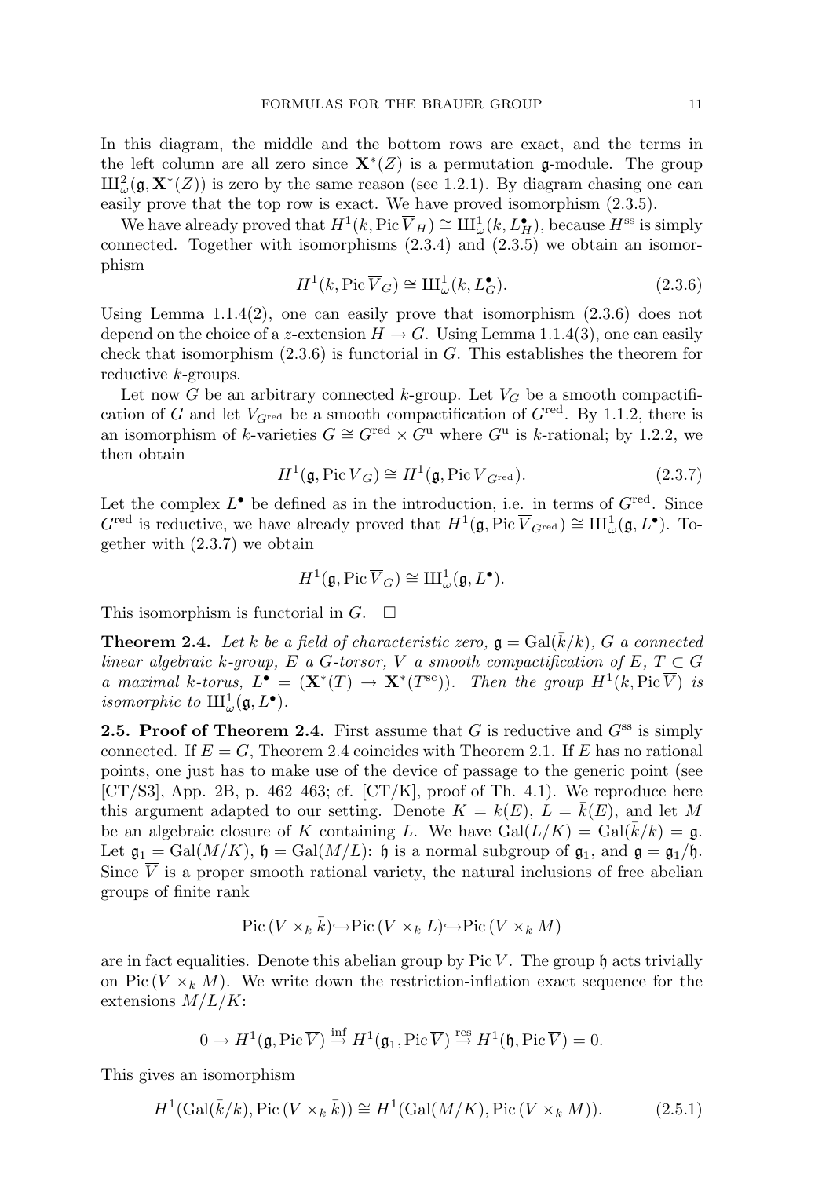In this diagram, the middle and the bottom rows are exact, and the terms in the left column are all zero since $\mathbf{X}^*(Z)$ is a permutation $\mathfrak{g}$-module. The group $Ш^2_\omega(\mathfrak{g}, \mathbf{X}^*(Z))$ is zero by the same reason (see 1.2.1). By diagram chasing one can easily prove that the top row is exact. We have proved isomorphism (2.3.5).

We have already proved that $H^1(k, \operatorname{Pic} \overline{V}_H) \cong Ш^1_\omega(k, L^\bullet_H)$, because $H^{\rm ss}$ is simply connected. Together with isomorphisms (2.3.4) and (2.3.5) we obtain an isomorphism

$$H^1(k, \operatorname{Pic} \overline{V}_G) \cong Ш^1_\omega(k, L^\bullet_G). \tag{2.3.6}$$

Using Lemma 1.1.4(2), one can easily prove that isomorphism (2.3.6) does not depend on the choice of a $z$-extension $H \to G$. Using Lemma 1.1.4(3), one can easily check that isomorphism (2.3.6) is functorial in $G$. This establishes the theorem for reductive $k$-groups.

Let now $G$ be an arbitrary connected $k$-group. Let $V_G$ be a smooth compactification of $G$ and let $V_{G^{\rm red}}$ be a smooth compactification of $G^{\rm red}$. By 1.1.2, there is an isomorphism of $k$-varieties $G \cong G^{\rm red} \times G^{\rm u}$ where $G^{\rm u}$ is $k$-rational; by 1.2.2, we then obtain

$$H^1(\mathfrak{g}, \operatorname{Pic} \overline{V}_G) \cong H^1(\mathfrak{g}, \operatorname{Pic} \overline{V}_{G^{\rm red}}). \tag{2.3.7}$$

Let the complex $L^\bullet$ be defined as in the introduction, i.e. in terms of $G^{\rm red}$. Since $G^{\rm red}$ is reductive, we have already proved that $H^1(\mathfrak{g}, \operatorname{Pic} \overline{V}_{G^{\rm red}}) \cong Ш^1_\omega(\mathfrak{g}, L^\bullet)$. Together with (2.3.7) we obtain

$$H^1(\mathfrak{g}, \operatorname{Pic} \overline{V}_G) \cong Ш^1_\omega(\mathfrak{g}, L^\bullet).$$

This isomorphism is functorial in $G$. $\square$

**Theorem 2.4.** *Let $k$ be a field of characteristic zero, $\mathfrak{g} = \operatorname{Gal}(\bar{k}/k)$, $G$ a connected linear algebraic $k$-group, $E$ a $G$-torsor, $V$ a smooth compactification of $E$, $T \subset G$ a maximal $k$-torus, $L^\bullet = (\mathbf{X}^*(T) \to \mathbf{X}^*(T^{\rm sc}))$. Then the group $H^1(k, \operatorname{Pic} \overline{V})$ is isomorphic to $Ш^1_\omega(\mathfrak{g}, L^\bullet)$.*

**2.5. Proof of Theorem 2.4.** First assume that $G$ is reductive and $G^{\rm ss}$ is simply connected. If $E = G$, Theorem 2.4 coincides with Theorem 2.1. If $E$ has no rational points, one just has to make use of the device of passage to the generic point (see [CT/S3], App. 2B, p. 462–463; cf. [CT/K], proof of Th. 4.1). We reproduce here this argument adapted to our setting. Denote $K = k(E)$, $L = \bar{k}(E)$, and let $M$ be an algebraic closure of $K$ containing $L$. We have $\operatorname{Gal}(L/K) = \operatorname{Gal}(\bar{k}/k) = \mathfrak{g}$. Let $\mathfrak{g}_1 = \operatorname{Gal}(M/K)$, $\mathfrak{h} = \operatorname{Gal}(M/L)$: $\mathfrak{h}$ is a normal subgroup of $\mathfrak{g}_1$, and $\mathfrak{g} = \mathfrak{g}_1/\mathfrak{h}$. Since $\overline{V}$ is a proper smooth rational variety, the natural inclusions of free abelian groups of finite rank

$$\operatorname{Pic}(V \times_k \bar{k}) \hookrightarrow \operatorname{Pic}(V \times_k L) \hookrightarrow \operatorname{Pic}(V \times_k M)$$

are in fact equalities. Denote this abelian group by $\operatorname{Pic} \overline{V}$. The group $\mathfrak{h}$ acts trivially on $\operatorname{Pic}(V \times_k M)$. We write down the restriction-inflation exact sequence for the extensions $M/L/K$:

$$0 \to H^1(\mathfrak{g}, \operatorname{Pic} \overline{V}) \xrightarrow{\rm inf} H^1(\mathfrak{g}_1, \operatorname{Pic} \overline{V}) \xrightarrow{\rm res} H^1(\mathfrak{h}, \operatorname{Pic} \overline{V}) = 0.$$

This gives an isomorphism

$$H^1(\operatorname{Gal}(\bar{k}/k), \operatorname{Pic}(V \times_k \bar{k})) \cong H^1(\operatorname{Gal}(M/K), \operatorname{Pic}(V \times_k M)). \tag{2.5.1}$$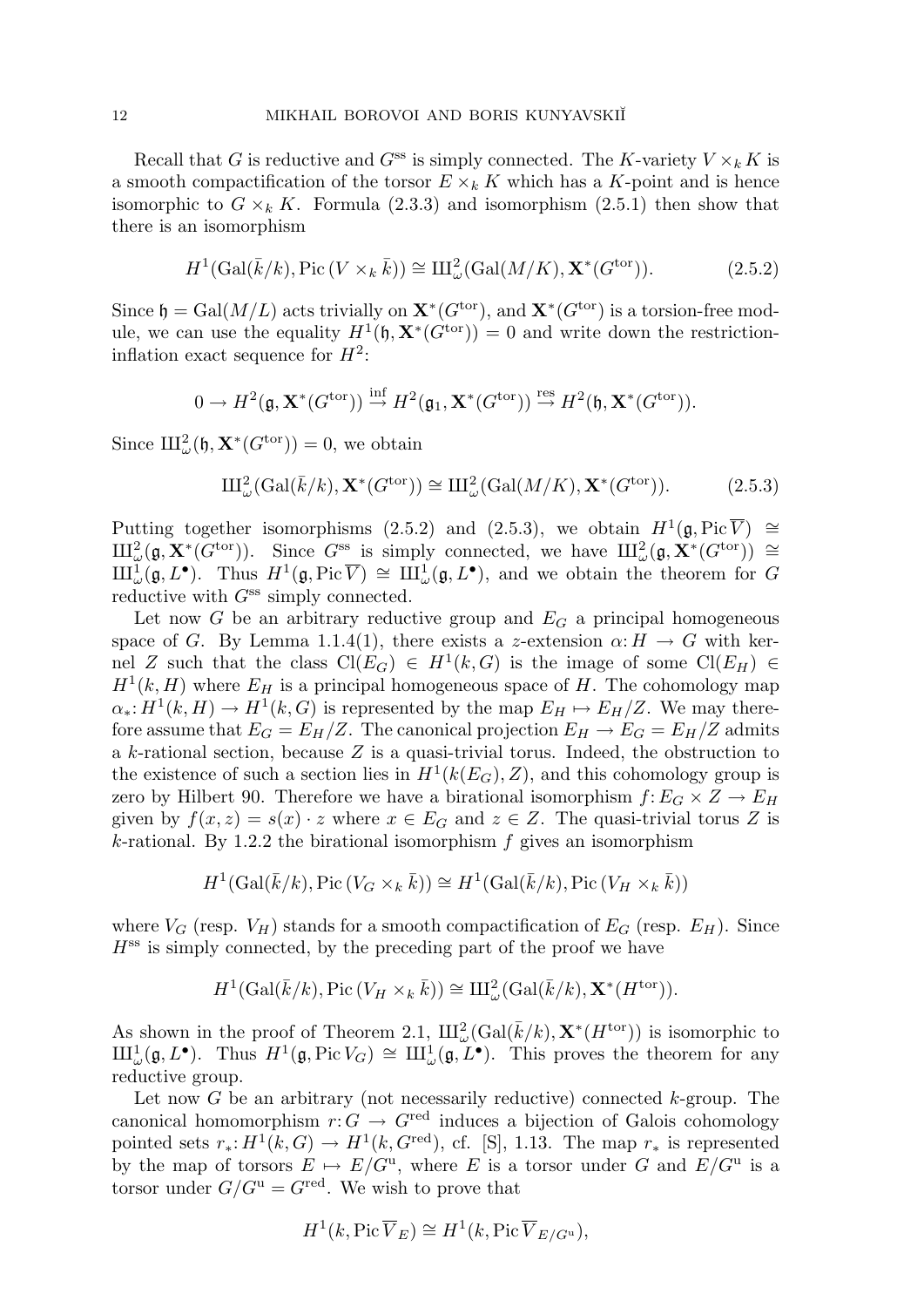Recall that $G$ is reductive and $G^{\rm ss}$ is simply connected. The $K$-variety $V\times_k K$ is a smooth compactification of the torsor $E\times_k K$ which has a $K$-point and is hence isomorphic to $G\times_k K$. Formula (2.3.3) and isomorphism (2.5.1) then show that there is an isomorphism

$$H^1(\mathrm{Gal}(\bar k/k),\mathrm{Pic}\,(V\times_k \bar k))\cong Ш^2_\omega(\mathrm{Gal}(M/K),\mathbf{X}^*(G^{\rm tor})). \tag{2.5.2}$$

Since $\mathfrak{h}=\mathrm{Gal}(M/L)$ acts trivially on $\mathbf{X}^*(G^{\rm tor})$, and $\mathbf{X}^*(G^{\rm tor})$ is a torsion-free module, we can use the equality $H^1(\mathfrak{h},\mathbf{X}^*(G^{\rm tor}))=0$ and write down the restriction-inflation exact sequence for $H^2$:

$$0\to H^2(\mathfrak{g},\mathbf{X}^*(G^{\rm tor}))\overset{\rm inf}{\to} H^2(\mathfrak{g}_1,\mathbf{X}^*(G^{\rm tor}))\overset{\rm res}{\to} H^2(\mathfrak{h},\mathbf{X}^*(G^{\rm tor})).$$

Since $Ш^2_\omega(\mathfrak{h},\mathbf{X}^*(G^{\rm tor}))=0$, we obtain

$$Ш^2_\omega(\mathrm{Gal}(\bar k/k),\mathbf{X}^*(G^{\rm tor}))\cong Ш^2_\omega(\mathrm{Gal}(M/K),\mathbf{X}^*(G^{\rm tor})). \tag{2.5.3}$$

Putting together isomorphisms (2.5.2) and (2.5.3), we obtain $H^1(\mathfrak{g},\mathrm{Pic}\,\overline{V})\cong Ш^2_\omega(\mathfrak{g},\mathbf{X}^*(G^{\rm tor}))$. Since $G^{\rm ss}$ is simply connected, we have $Ш^2_\omega(\mathfrak{g},\mathbf{X}^*(G^{\rm tor}))\cong Ш^1_\omega(\mathfrak{g},L^\bullet)$. Thus $H^1(\mathfrak{g},\mathrm{Pic}\,\overline{V})\cong Ш^1_\omega(\mathfrak{g},L^\bullet)$, and we obtain the theorem for $G$ reductive with $G^{\rm ss}$ simply connected.

Let now $G$ be an arbitrary reductive group and $E_G$ a principal homogeneous space of $G$. By Lemma 1.1.4(1), there exists a $z$-extension $\alpha\colon H\to G$ with kernel $Z$ such that the class $\mathrm{Cl}(E_G)\in H^1(k,G)$ is the image of some $\mathrm{Cl}(E_H)\in H^1(k,H)$ where $E_H$ is a principal homogeneous space of $H$. The cohomology map $\alpha_*\colon H^1(k,H)\to H^1(k,G)$ is represented by the map $E_H\mapsto E_H/Z$. We may therefore assume that $E_G=E_H/Z$. The canonical projection $E_H\to E_G=E_H/Z$ admits a $k$-rational section, because $Z$ is a quasi-trivial torus. Indeed, the obstruction to the existence of such a section lies in $H^1(k(E_G),Z)$, and this cohomology group is zero by Hilbert 90. Therefore we have a birational isomorphism $f\colon E_G\times Z\to E_H$ given by $f(x,z)=s(x)\cdot z$ where $x\in E_G$ and $z\in Z$. The quasi-trivial torus $Z$ is $k$-rational. By 1.2.2 the birational isomorphism $f$ gives an isomorphism

$$H^1(\mathrm{Gal}(\bar k/k),\mathrm{Pic}\,(V_G\times_k\bar k))\cong H^1(\mathrm{Gal}(\bar k/k),\mathrm{Pic}\,(V_H\times_k\bar k))$$

where $V_G$ (resp. $V_H$) stands for a smooth compactification of $E_G$ (resp. $E_H$). Since $H^{\rm ss}$ is simply connected, by the preceding part of the proof we have

$$H^1(\mathrm{Gal}(\bar k/k),\mathrm{Pic}\,(V_H\times_k\bar k))\cong Ш^2_\omega(\mathrm{Gal}(\bar k/k),\mathbf{X}^*(H^{\rm tor})).$$

As shown in the proof of Theorem 2.1, $Ш^2_\omega(\mathrm{Gal}(\bar k/k),\mathbf{X}^*(H^{\rm tor}))$ is isomorphic to $Ш^1_\omega(\mathfrak{g},L^\bullet)$. Thus $H^1(\mathfrak{g},\mathrm{Pic}\,V_G)\cong Ш^1_\omega(\mathfrak{g},L^\bullet)$. This proves the theorem for any reductive group.

Let now $G$ be an arbitrary (not necessarily reductive) connected $k$-group. The canonical homomorphism $r\colon G\to G^{\rm red}$ induces a bijection of Galois cohomology pointed sets $r_*\colon H^1(k,G)\to H^1(k,G^{\rm red})$, cf. [S], 1.13. The map $r_*$ is represented by the map of torsors $E\mapsto E/G^{\rm u}$, where $E$ is a torsor under $G$ and $E/G^{\rm u}$ is a torsor under $G/G^{\rm u}=G^{\rm red}$. We wish to prove that

$$H^1(k,\mathrm{Pic}\,\overline{V}_E)\cong H^1(k,\mathrm{Pic}\,\overline{V}_{E/G^{\rm u}}),$$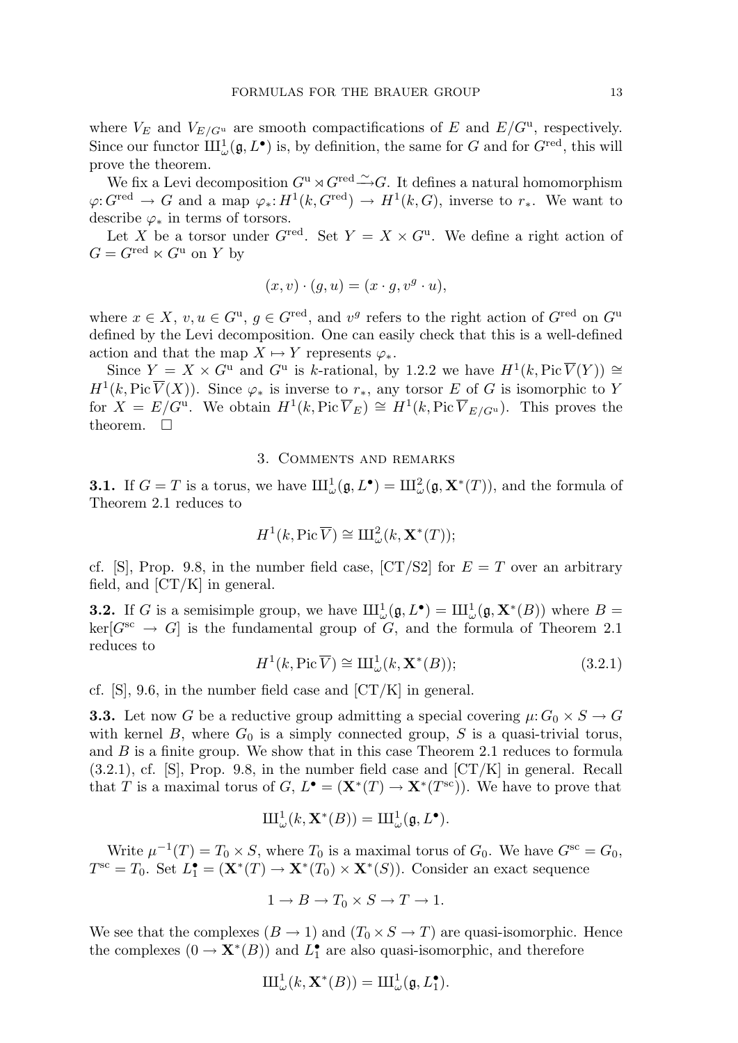where $V_E$ and $V_{E/G^{\mathrm{u}}}$ are smooth compactifications of $E$ and $E/G^{\mathrm{u}}$, respectively. Since our functor $Ш^1_\omega(\mathfrak{g}, L^\bullet)$ is, by definition, the same for $G$ and for $G^{\mathrm{red}}$, this will prove the theorem.

We fix a Levi decomposition $G^{\mathrm{u}} \rtimes G^{\mathrm{red}} \xrightarrow{\sim} G$. It defines a natural homomorphism $\varphi\colon G^{\mathrm{red}} \to G$ and a map $\varphi_*\colon H^1(k, G^{\mathrm{red}}) \to H^1(k, G)$, inverse to $r_*$. We want to describe $\varphi_*$ in terms of torsors.

Let $X$ be a torsor under $G^{\mathrm{red}}$. Set $Y = X \times G^{\mathrm{u}}$. We define a right action of $G = G^{\mathrm{red}} \ltimes G^{\mathrm{u}}$ on $Y$ by

$$(x, v) \cdot (g, u) = (x \cdot g, v^g \cdot u),$$

where $x \in X$, $v, u \in G^{\mathrm{u}}$, $g \in G^{\mathrm{red}}$, and $v^g$ refers to the right action of $G^{\mathrm{red}}$ on $G^{\mathrm{u}}$ defined by the Levi decomposition. One can easily check that this is a well-defined action and that the map $X \mapsto Y$ represents $\varphi_*$.

Since $Y = X \times G^{\mathrm{u}}$ and $G^{\mathrm{u}}$ is $k$-rational, by 1.2.2 we have $H^1(k, \operatorname{Pic} \overline{V}(Y)) \cong H^1(k, \operatorname{Pic} \overline{V}(X))$. Since $\varphi_*$ is inverse to $r_*$, any torsor $E$ of $G$ is isomorphic to $Y$ for $X = E/G^{\mathrm{u}}$. We obtain $H^1(k, \operatorname{Pic} \overline{V}_E) \cong H^1(k, \operatorname{Pic} \overline{V}_{E/G^{\mathrm{u}}})$. This proves the theorem. $\square$

## 3. Comments and remarks

**3.1.** If $G = T$ is a torus, we have $Ш^1_\omega(\mathfrak{g}, L^\bullet) = Ш^2_\omega(\mathfrak{g}, \mathbf{X}^*(T))$, and the formula of Theorem 2.1 reduces to

$$H^1(k, \operatorname{Pic} \overline{V}) \cong Ш^2_\omega(k, \mathbf{X}^*(T));$$

cf. [S], Prop. 9.8, in the number field case, [CT/S2] for $E = T$ over an arbitrary field, and [CT/K] in general.

**3.2.** If $G$ is a semisimple group, we have $Ш^1_\omega(\mathfrak{g}, L^\bullet) = Ш^1_\omega(\mathfrak{g}, \mathbf{X}^*(B))$ where $B = \ker[G^{\mathrm{sc}} \to G]$ is the fundamental group of $G$, and the formula of Theorem 2.1 reduces to

$$H^1(k, \operatorname{Pic} \overline{V}) \cong Ш^1_\omega(k, \mathbf{X}^*(B)); \tag{3.2.1}$$

cf. [S], 9.6, in the number field case and [CT/K] in general.

**3.3.** Let now $G$ be a reductive group admitting a special covering $\mu\colon G_0 \times S \to G$ with kernel $B$, where $G_0$ is a simply connected group, $S$ is a quasi-trivial torus, and $B$ is a finite group. We show that in this case Theorem 2.1 reduces to formula (3.2.1), cf. [S], Prop. 9.8, in the number field case and [CT/K] in general. Recall that $T$ is a maximal torus of $G$, $L^\bullet = (\mathbf{X}^*(T) \to \mathbf{X}^*(T^{\mathrm{sc}}))$. We have to prove that

$$Ш^1_\omega(k, \mathbf{X}^*(B)) = Ш^1_\omega(\mathfrak{g}, L^\bullet).$$

Write $\mu^{-1}(T) = T_0 \times S$, where $T_0$ is a maximal torus of $G_0$. We have $G^{\mathrm{sc}} = G_0$, $T^{\mathrm{sc}} = T_0$. Set $L_1^\bullet = (\mathbf{X}^*(T) \to \mathbf{X}^*(T_0) \times \mathbf{X}^*(S))$. Consider an exact sequence

$$1 \to B \to T_0 \times S \to T \to 1.$$

We see that the complexes $(B \to 1)$ and $(T_0 \times S \to T)$ are quasi-isomorphic. Hence the complexes $(0 \to \mathbf{X}^*(B))$ and $L_1^\bullet$ are also quasi-isomorphic, and therefore

$$Ш^1_\omega(k, \mathbf{X}^*(B)) = Ш^1_\omega(\mathfrak{g}, L_1^\bullet).$$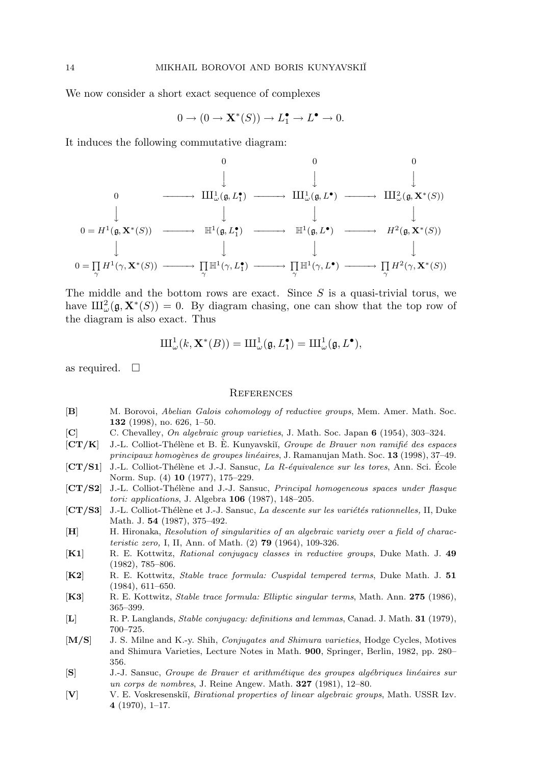We now consider a short exact sequence of complexes

$$0 \to (0 \to \mathbf{X}^*(S)) \to L_1^\bullet \to L^\bullet \to 0.$$

It induces the following commutative diagram:

$$\begin{array}{ccccccc}
 & & 0 & & 0 & & 0 \\
 & & \downarrow & & \downarrow & & \downarrow \\
0 & \longrightarrow & Ш^1_\omega(\mathfrak{g}, L_1^\bullet) & \longrightarrow & Ш^1_\omega(\mathfrak{g}, L^\bullet) & \longrightarrow & Ш^2_\omega(\mathfrak{g}, \mathbf{X}^*(S)) \\
\downarrow & & \downarrow & & \downarrow & & \downarrow \\
0 = H^1(\mathfrak{g}, \mathbf{X}^*(S)) & \longrightarrow & \mathbb{H}^1(\mathfrak{g}, L_1^\bullet) & \longrightarrow & \mathbb{H}^1(\mathfrak{g}, L^\bullet) & \longrightarrow & H^2(\mathfrak{g}, \mathbf{X}^*(S)) \\
\downarrow & & \downarrow & & \downarrow & & \downarrow \\
0 = \prod_\gamma H^1(\gamma, \mathbf{X}^*(S)) & \longrightarrow & \prod_\gamma \mathbb{H}^1(\gamma, L_1^\bullet) & \longrightarrow & \prod_\gamma \mathbb{H}^1(\gamma, L^\bullet) & \longrightarrow & \prod_\gamma H^2(\gamma, \mathbf{X}^*(S))
\end{array}$$

The middle and the bottom rows are exact. Since $S$ is a quasi-trivial torus, we have $Ш^2_\omega(\mathfrak{g}, \mathbf{X}^*(S)) = 0$. By diagram chasing, one can show that the top row of the diagram is also exact. Thus

$$Ш^1_\omega(k, \mathbf{X}^*(B)) = Ш^1_\omega(\mathfrak{g}, L_1^\bullet) = Ш^1_\omega(\mathfrak{g}, L^\bullet),$$

as required. $\square$

## References

[**B**] M. Borovoi, *Abelian Galois cohomology of reductive groups*, Mem. Amer. Math. Soc. **132** (1998), no. 626, 1–50.

[**C**] C. Chevalley, *On algebraic group varieties*, J. Math. Soc. Japan **6** (1954), 303–324.

[**CT/K**] J.-L. Colliot-Thélène et B. È. Kunyavskiĭ, *Groupe de Brauer non ramifié des espaces principaux homogènes de groupes linéaires*, J. Ramanujan Math. Soc. **13** (1998), 37–49.

[**CT/S1**] J.-L. Colliot-Thélène et J.-J. Sansuc, *La R-équivalence sur les tores*, Ann. Sci. École Norm. Sup. (4) **10** (1977), 175–229.

[**CT/S2**] J.-L. Colliot-Thélène and J.-J. Sansuc, *Principal homogeneous spaces under flasque tori: applications*, J. Algebra **106** (1987), 148–205.

[**CT/S3**] J.-L. Colliot-Thélène et J.-J. Sansuc, *La descente sur les variétés rationnelles,* II, Duke Math. J. **54** (1987), 375–492.

[**H**] H. Hironaka, *Resolution of singularities of an algebraic variety over a field of characteristic zero,* I, II, Ann. of Math. (2) **79** (1964), 109-326.

[**K1**] R. E. Kottwitz, *Rational conjugacy classes in reductive groups*, Duke Math. J. **49** (1982), 785–806.

[**K2**] R. E. Kottwitz, *Stable trace formula: Cuspidal tempered terms*, Duke Math. J. **51** (1984), 611–650.

[**K3**] R. E. Kottwitz, *Stable trace formula: Elliptic singular terms*, Math. Ann. **275** (1986), 365–399.

[**L**] R. P. Langlands, *Stable conjugacy: definitions and lemmas*, Canad. J. Math. **31** (1979), 700–725.

[**M/S**] J. S. Milne and K.-y. Shih, *Conjugates and Shimura varieties*, Hodge Cycles, Motives and Shimura Varieties, Lecture Notes in Math. **900**, Springer, Berlin, 1982, pp. 280–356.

[**S**] J.-J. Sansuc, *Groupe de Brauer et arithmétique des groupes algébriques linéaires sur un corps de nombres*, J. Reine Angew. Math. **327** (1981), 12–80.

[**V**] V. E. Voskresenskiĭ, *Birational properties of linear algebraic groups*, Math. USSR Izv. **4** (1970), 1–17.